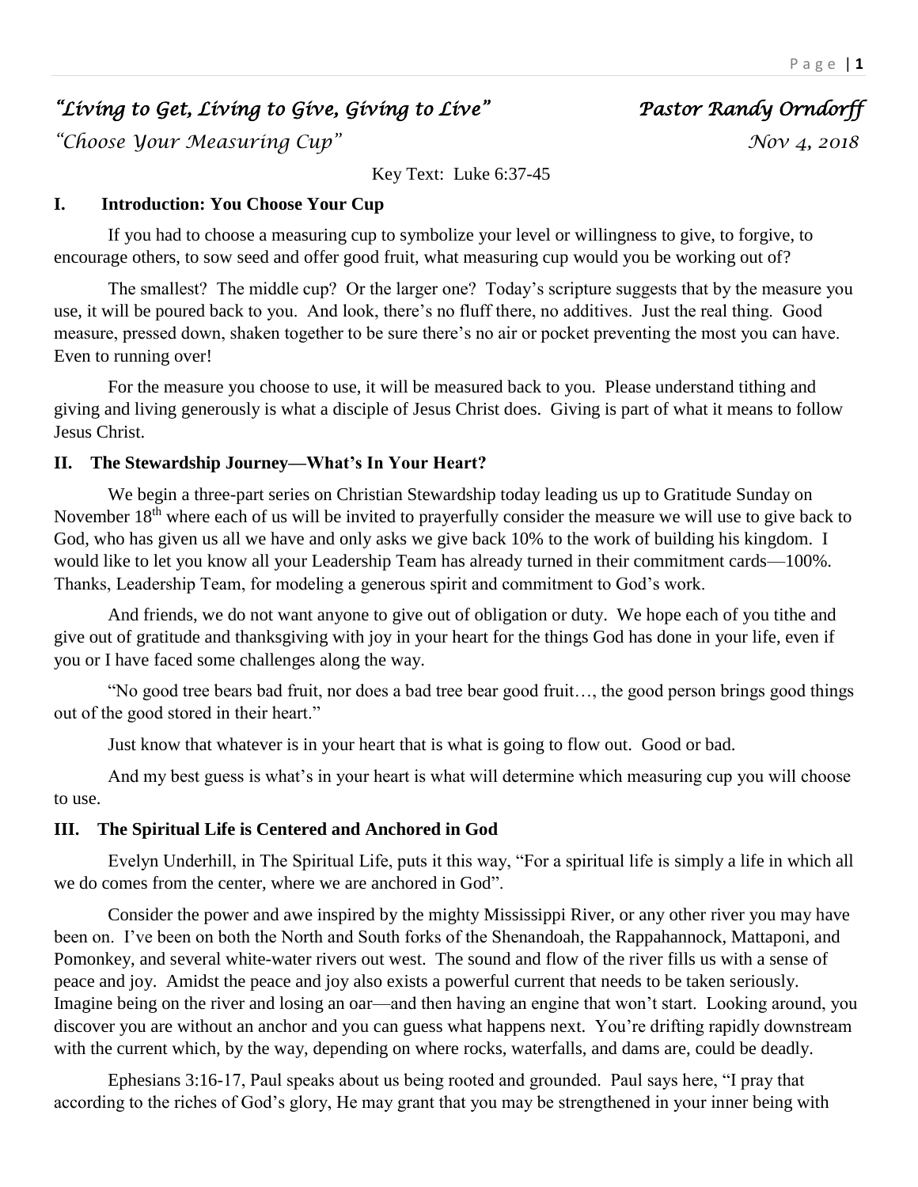*"Living to Get, Living to Give, Giving to Live"* *Pastor Randy Orndorff*

*"Choose Your Measuring Cup"* *Nov 4, 2018*

Key Text: Luke 6:37-45

## I. Introduction: You Choose Your Cup

If you had to choose a measuring cup to symbolize your level or willingness to give, to forgive, to encourage others, to sow seed and offer good fruit, what measuring cup would you be working out of?

The smallest? The middle cup? Or the larger one? Today's scripture suggests that by the measure you use, it will be poured back to you. And look, there's no fluff there, no additives. Just the real thing. Good measure, pressed down, shaken together to be sure there's no air or pocket preventing the most you can have. Even to running over!

For the measure you choose to use, it will be measured back to you. Please understand tithing and giving and living generously is what a disciple of Jesus Christ does. Giving is part of what it means to follow Jesus Christ.

## II. The Stewardship Journey—What's In Your Heart?

We begin a three-part series on Christian Stewardship today leading us up to Gratitude Sunday on November 18th where each of us will be invited to prayerfully consider the measure we will use to give back to God, who has given us all we have and only asks we give back 10% to the work of building his kingdom. I would like to let you know all your Leadership Team has already turned in their commitment cards—100%. Thanks, Leadership Team, for modeling a generous spirit and commitment to God's work.

And friends, we do not want anyone to give out of obligation or duty. We hope each of you tithe and give out of gratitude and thanksgiving with joy in your heart for the things God has done in your life, even if you or I have faced some challenges along the way.

"No good tree bears bad fruit, nor does a bad tree bear good fruit…, the good person brings good things out of the good stored in their heart."

Just know that whatever is in your heart that is what is going to flow out. Good or bad.

And my best guess is what's in your heart is what will determine which measuring cup you will choose to use.

## III. The Spiritual Life is Centered and Anchored in God

Evelyn Underhill, in The Spiritual Life, puts it this way, "For a spiritual life is simply a life in which all we do comes from the center, where we are anchored in God".

Consider the power and awe inspired by the mighty Mississippi River, or any other river you may have been on. I've been on both the North and South forks of the Shenandoah, the Rappahannock, Mattaponi, and Pomonkey, and several white-water rivers out west. The sound and flow of the river fills us with a sense of peace and joy. Amidst the peace and joy also exists a powerful current that needs to be taken seriously. Imagine being on the river and losing an oar—and then having an engine that won't start. Looking around, you discover you are without an anchor and you can guess what happens next. You're drifting rapidly downstream with the current which, by the way, depending on where rocks, waterfalls, and dams are, could be deadly.

Ephesians 3:16-17, Paul speaks about us being rooted and grounded. Paul says here, "I pray that according to the riches of God's glory, He may grant that you may be strengthened in your inner being with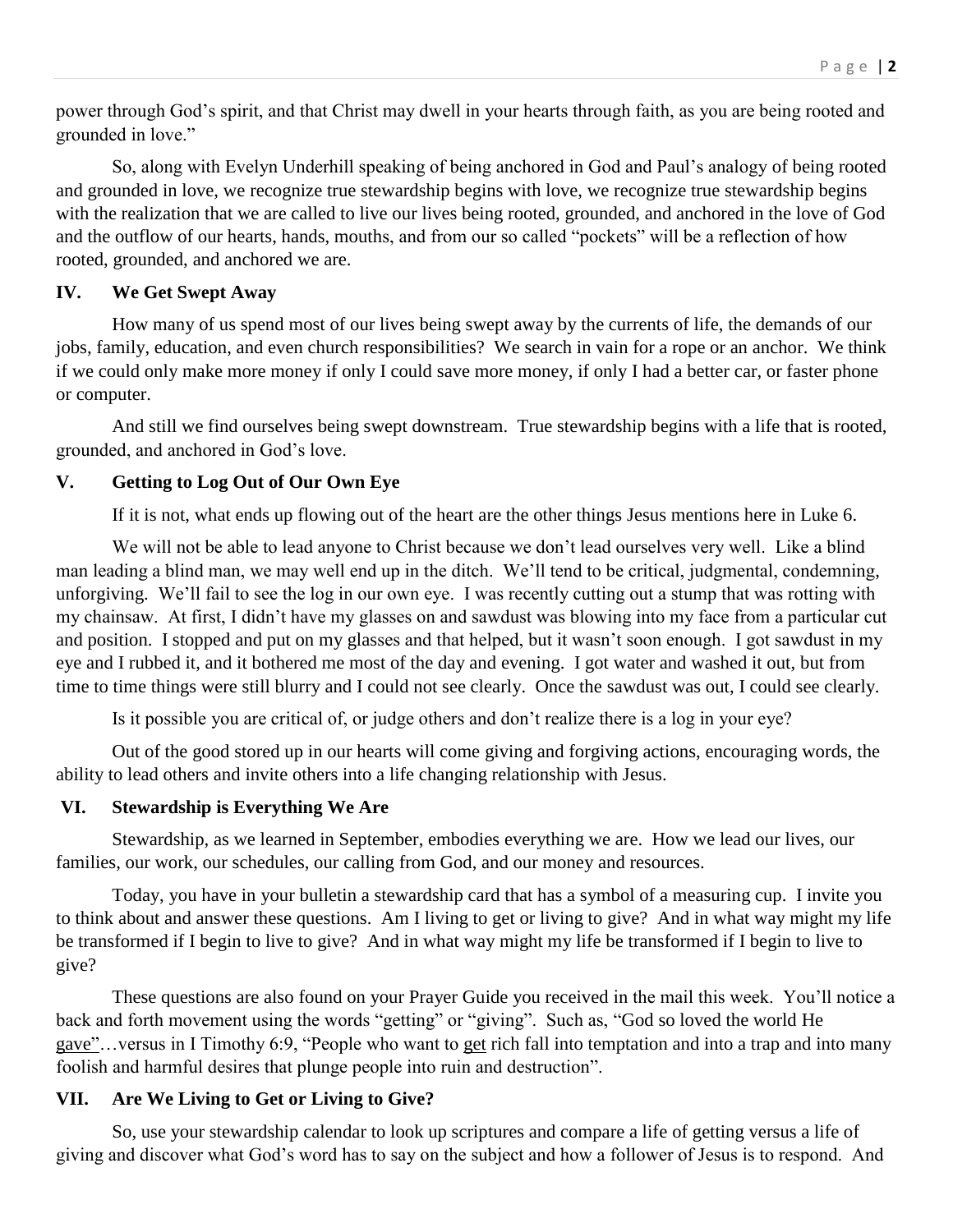power through God's spirit, and that Christ may dwell in your hearts through faith, as you are being rooted and grounded in love."

So, along with Evelyn Underhill speaking of being anchored in God and Paul's analogy of being rooted and grounded in love, we recognize true stewardship begins with love, we recognize true stewardship begins with the realization that we are called to live our lives being rooted, grounded, and anchored in the love of God and the outflow of our hearts, hands, mouths, and from our so called "pockets" will be a reflection of how rooted, grounded, and anchored we are.

## IV. We Get Swept Away

How many of us spend most of our lives being swept away by the currents of life, the demands of our jobs, family, education, and even church responsibilities? We search in vain for a rope or an anchor. We think if we could only make more money if only I could save more money, if only I had a better car, or faster phone or computer.

And still we find ourselves being swept downstream. True stewardship begins with a life that is rooted, grounded, and anchored in God's love.

## V. Getting to Log Out of Our Own Eye

If it is not, what ends up flowing out of the heart are the other things Jesus mentions here in Luke 6.

We will not be able to lead anyone to Christ because we don't lead ourselves very well. Like a blind man leading a blind man, we may well end up in the ditch. We'll tend to be critical, judgmental, condemning, unforgiving. We'll fail to see the log in our own eye. I was recently cutting out a stump that was rotting with my chainsaw. At first, I didn't have my glasses on and sawdust was blowing into my face from a particular cut and position. I stopped and put on my glasses and that helped, but it wasn't soon enough. I got sawdust in my eye and I rubbed it, and it bothered me most of the day and evening. I got water and washed it out, but from time to time things were still blurry and I could not see clearly. Once the sawdust was out, I could see clearly.

Is it possible you are critical of, or judge others and don't realize there is a log in your eye?

Out of the good stored up in our hearts will come giving and forgiving actions, encouraging words, the ability to lead others and invite others into a life changing relationship with Jesus.

## VI. Stewardship is Everything We Are

Stewardship, as we learned in September, embodies everything we are. How we lead our lives, our families, our work, our schedules, our calling from God, and our money and resources.

Today, you have in your bulletin a stewardship card that has a symbol of a measuring cup. I invite you to think about and answer these questions. Am I living to get or living to give? And in what way might my life be transformed if I begin to live to give? And in what way might my life be transformed if I begin to live to give?

These questions are also found on your Prayer Guide you received in the mail this week. You'll notice a back and forth movement using the words "getting" or "giving". Such as, "God so loved the world He gave"…versus in I Timothy 6:9, "People who want to get rich fall into temptation and into a trap and into many foolish and harmful desires that plunge people into ruin and destruction".

## VII. Are We Living to Get or Living to Give?

So, use your stewardship calendar to look up scriptures and compare a life of getting versus a life of giving and discover what God's word has to say on the subject and how a follower of Jesus is to respond. And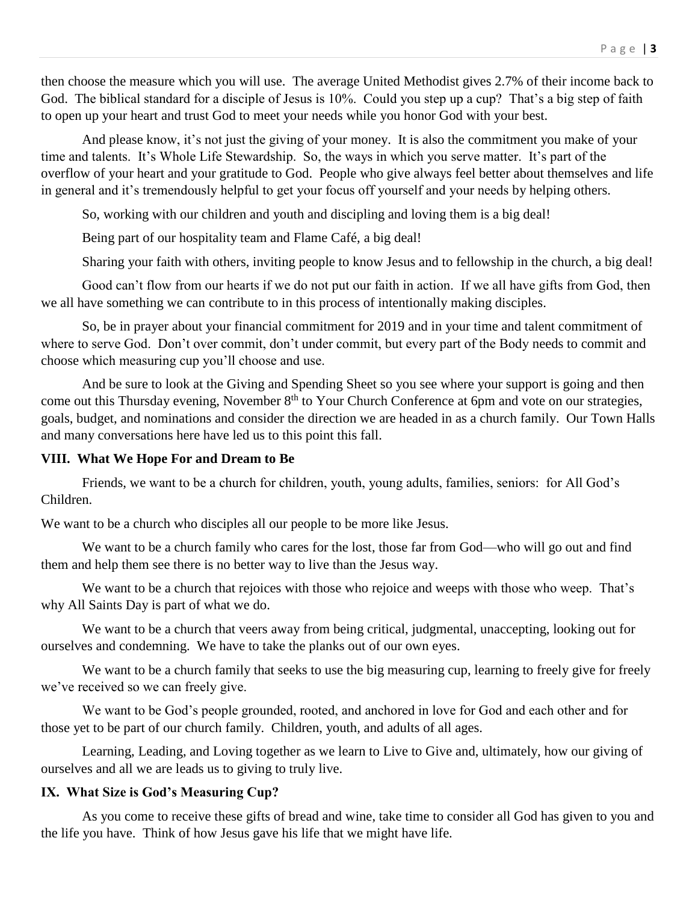then choose the measure which you will use. The average United Methodist gives 2.7% of their income back to God. The biblical standard for a disciple of Jesus is 10%. Could you step up a cup? That's a big step of faith to open up your heart and trust God to meet your needs while you honor God with your best.

And please know, it's not just the giving of your money. It is also the commitment you make of your time and talents. It's Whole Life Stewardship. So, the ways in which you serve matter. It's part of the overflow of your heart and your gratitude to God. People who give always feel better about themselves and life in general and it's tremendously helpful to get your focus off yourself and your needs by helping others.

So, working with our children and youth and discipling and loving them is a big deal!

Being part of our hospitality team and Flame Café, a big deal!

Sharing your faith with others, inviting people to know Jesus and to fellowship in the church, a big deal!

Good can't flow from our hearts if we do not put our faith in action. If we all have gifts from God, then we all have something we can contribute to in this process of intentionally making disciples.

So, be in prayer about your financial commitment for 2019 and in your time and talent commitment of where to serve God. Don't over commit, don't under commit, but every part of the Body needs to commit and choose which measuring cup you'll choose and use.

And be sure to look at the Giving and Spending Sheet so you see where your support is going and then come out this Thursday evening, November 8th to Your Church Conference at 6pm and vote on our strategies, goals, budget, and nominations and consider the direction we are headed in as a church family. Our Town Halls and many conversations here have led us to this point this fall.

**VIII. What We Hope For and Dream to Be**

Friends, we want to be a church for children, youth, young adults, families, seniors: for All God's Children.

We want to be a church who disciples all our people to be more like Jesus.

We want to be a church family who cares for the lost, those far from God—who will go out and find them and help them see there is no better way to live than the Jesus way.

We want to be a church that rejoices with those who rejoice and weeps with those who weep. That's why All Saints Day is part of what we do.

We want to be a church that veers away from being critical, judgmental, unaccepting, looking out for ourselves and condemning. We have to take the planks out of our own eyes.

We want to be a church family that seeks to use the big measuring cup, learning to freely give for freely we've received so we can freely give.

We want to be God's people grounded, rooted, and anchored in love for God and each other and for those yet to be part of our church family. Children, youth, and adults of all ages.

Learning, Leading, and Loving together as we learn to Live to Give and, ultimately, how our giving of ourselves and all we are leads us to giving to truly live.

**IX. What Size is God's Measuring Cup?**

As you come to receive these gifts of bread and wine, take time to consider all God has given to you and the life you have. Think of how Jesus gave his life that we might have life.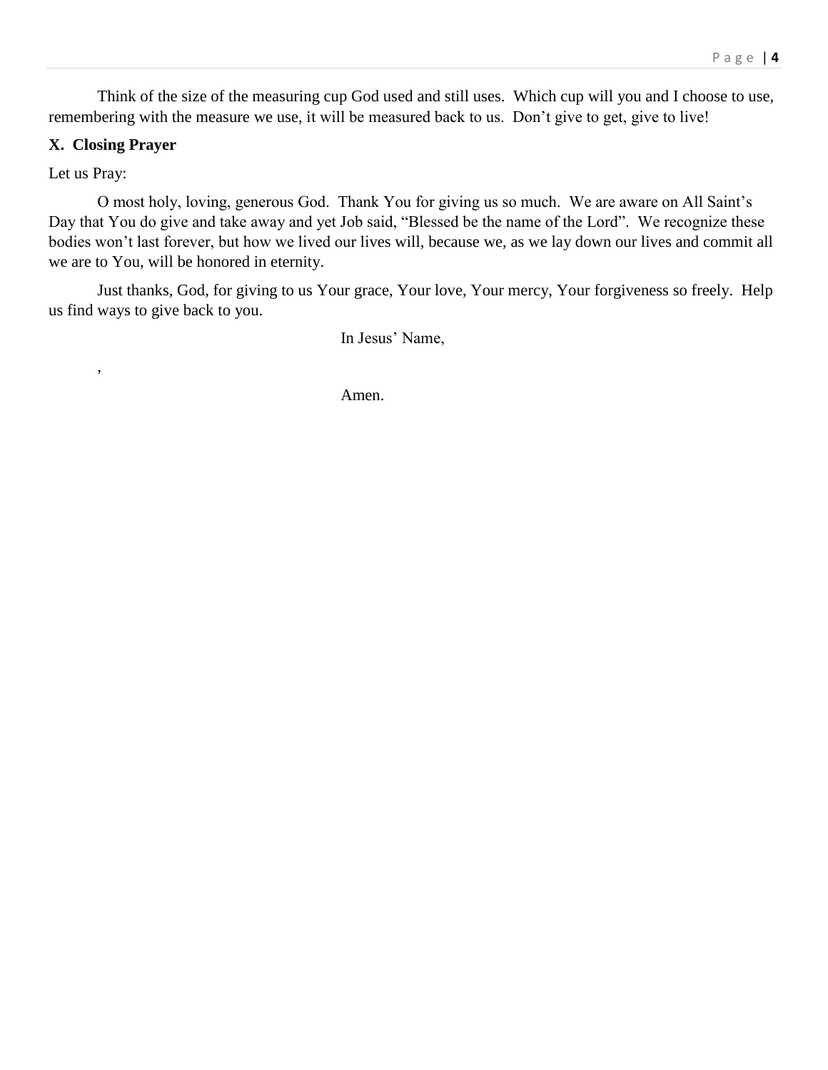Think of the size of the measuring cup God used and still uses. Which cup will you and I choose to use, remembering with the measure we use, it will be measured back to us. Don't give to get, give to live!

**X. Closing Prayer**

Let us Pray:

O most holy, loving, generous God. Thank You for giving us so much. We are aware on All Saint's Day that You do give and take away and yet Job said, "Blessed be the name of the Lord". We recognize these bodies won't last forever, but how we lived our lives will, because we, as we lay down our lives and commit all we are to You, will be honored in eternity.

Just thanks, God, for giving to us Your grace, Your love, Your mercy, Your forgiveness so freely. Help us find ways to give back to you.

In Jesus' Name,

,

Amen.